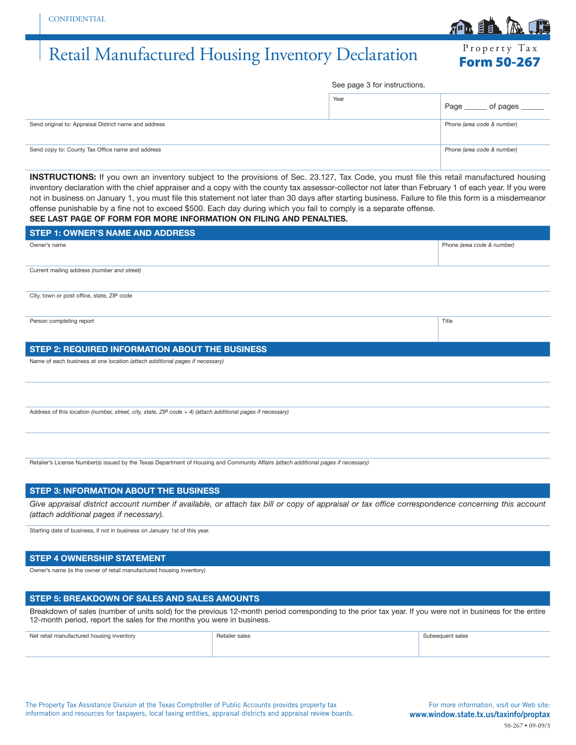CONFIDENTIAL

# Retail Manufactured Housing Inventory Declaration

Property Tax
**Form 50-267**

See page 3 for instructions.

| | Year | Page ______ of pages ______ |
|---|---|---|
| Send original to: Appraisal District name and address | | Phone *(area code & number)* |
| Send copy to: County Tax Office name and address | | Phone *(area code & number)* |

**INSTRUCTIONS:** If you own an inventory subject to the provisions of Sec. 23.127, Tax Code, you must file this retail manufactured housing inventory declaration with the chief appraiser and a copy with the county tax assessor-collector not later than February 1 of each year. If you were not in business on January 1, you must file this statement not later than 30 days after starting business. Failure to file this form is a misdemeanor offense punishable by a fine not to exceed $500. Each day during which you fail to comply is a separate offense.
**SEE LAST PAGE OF FORM FOR MORE INFORMATION ON FILING AND PENALTIES.**

## STEP 1: OWNER'S NAME AND ADDRESS

| Owner's name | Phone *(area code & number)* |
|---|---|
| Current mailing address *(number and street)* | |
| City, town or post office, state, ZIP code | |
| Person completing report | Title |

## STEP 2: REQUIRED INFORMATION ABOUT THE BUSINESS

Name of each business at one location *(attach additional pages if necessary)*

Address of this location *(number, street, city, state, ZIP code + 4) (attach additional pages if necessary)*

Retailer's License Number(s) issued by the Texas Department of Housing and Community Affairs *(attach additional pages if necessary)*

## STEP 3: INFORMATION ABOUT THE BUSINESS

*Give appraisal district account number if available, or attach tax bill or copy of appraisal or tax office correspondence concerning this account (attach additional pages if necessary).*

Starting date of business, if not in business on January 1st of this year.

## STEP 4 OWNERSHIP STATEMENT

Owner's name (is the owner of retail manufactured housing inventory)

## STEP 5: BREAKDOWN OF SALES AND SALES AMOUNTS

Breakdown of sales (number of units sold) for the previous 12-month period corresponding to the prior tax year. If you were not in business for the entire 12-month period, report the sales for the months you were in business.

| Net retail manufactured housing inventory | Retailer sales | Subsequent sales |
|---|---|---|
| | | |

The Property Tax Assistance Division at the Texas Comptroller of Public Accounts provides property tax information and resources for taxpayers, local taxing entities, appraisal districts and appraisal review boards.

For more information, visit our Web site: **www.window.state.tx.us/taxinfo/proptax**

50-267 • 09-09/3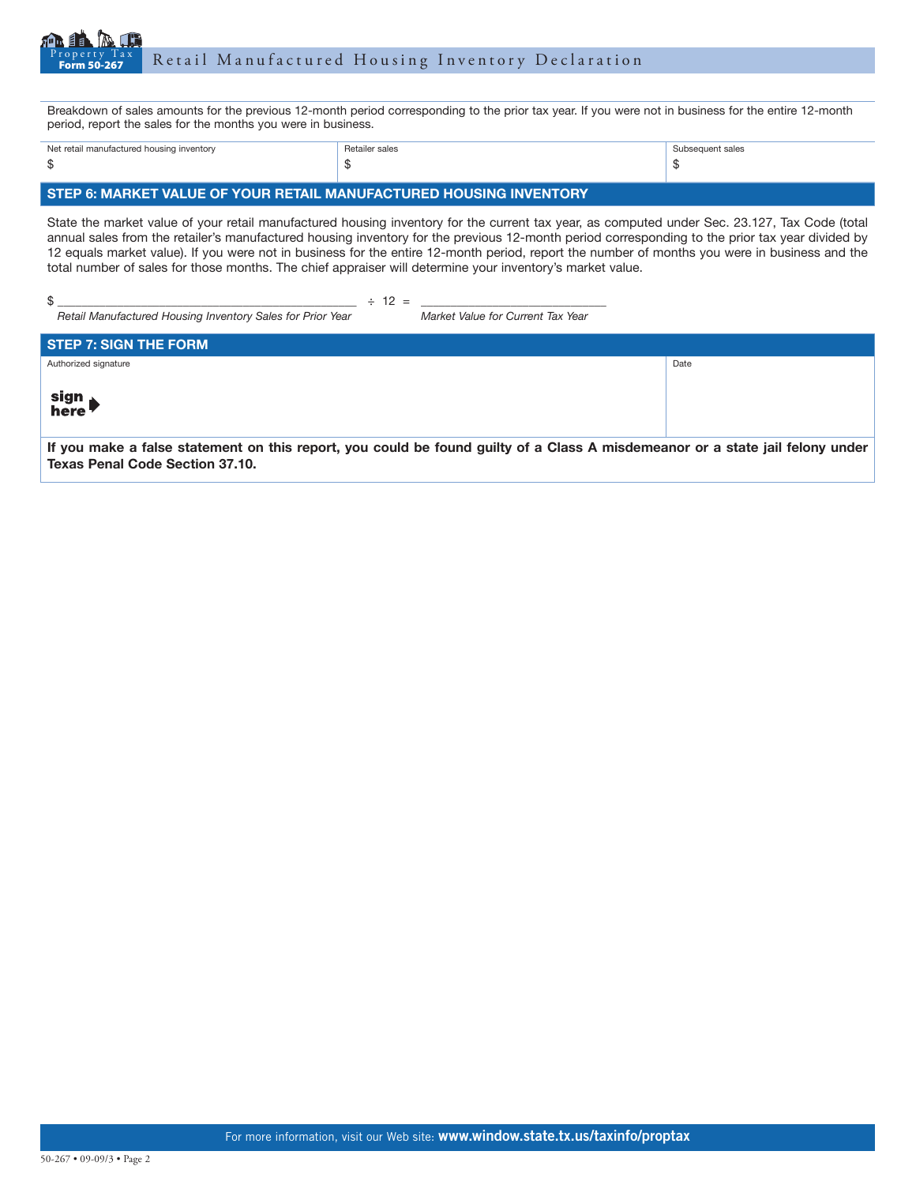Breakdown of sales amounts for the previous 12-month period corresponding to the prior tax year. If you were not in business for the entire 12-month period, report the sales for the months you were in business.

| Net retail manufactured housing inventory | Retailer sales | Subsequent sales |
|---|---|---|
| $ | $ | $ |

## STEP 6: MARKET VALUE OF YOUR RETAIL MANUFACTURED HOUSING INVENTORY

State the market value of your retail manufactured housing inventory for the current tax year, as computed under Sec. 23.127, Tax Code (total annual sales from the retailer's manufactured housing inventory for the previous 12-month period corresponding to the prior tax year divided by 12 equals market value). If you were not in business for the entire 12-month period, report the number of months you were in business and the total number of sales for those months. The chief appraiser will determine your inventory's market value.

$ ____________________________ ÷ 12 = ____________________________

*Retail Manufactured Housing Inventory Sales for Prior Year* — *Market Value for Current Tax Year*

## STEP 7: SIGN THE FORM

| Authorized signature | Date |
|---|---|
| **sign here** ➧ | |

**If you make a false statement on this report, you could be found guilty of a Class A misdemeanor or a state jail felony under Texas Penal Code Section 37.10.**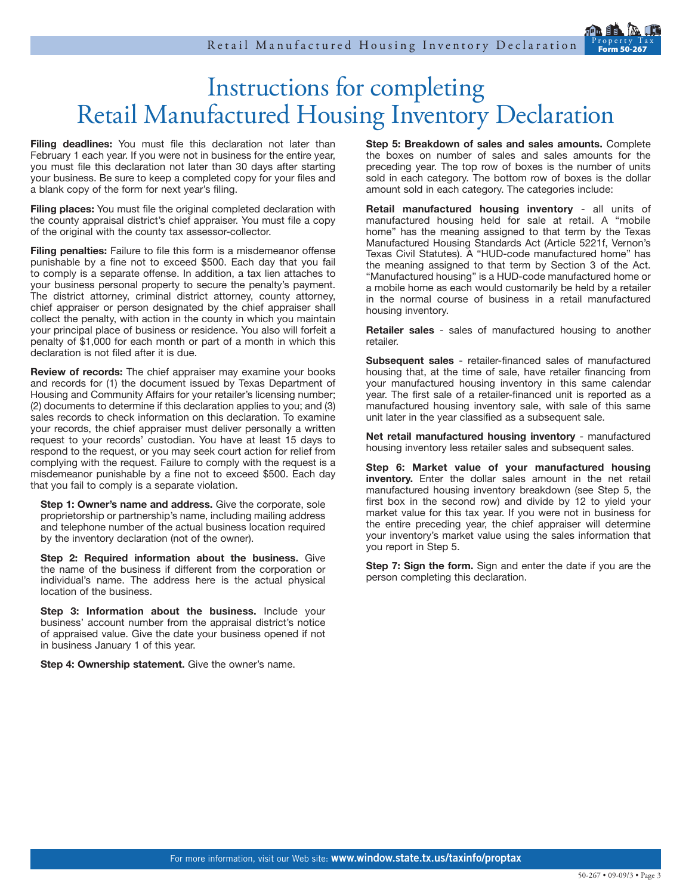# Instructions for completing Retail Manufactured Housing Inventory Declaration

**Filing deadlines:** You must file this declaration not later than February 1 each year. If you were not in business for the entire year, you must file this declaration not later than 30 days after starting your business. Be sure to keep a completed copy for your files and a blank copy of the form for next year's filing.

**Filing places:** You must file the original completed declaration with the county appraisal district's chief appraiser. You must file a copy of the original with the county tax assessor-collector.

**Filing penalties:** Failure to file this form is a misdemeanor offense punishable by a fine not to exceed $500. Each day that you fail to comply is a separate offense. In addition, a tax lien attaches to your business personal property to secure the penalty's payment. The district attorney, criminal district attorney, county attorney, chief appraiser or person designated by the chief appraiser shall collect the penalty, with action in the county in which you maintain your principal place of business or residence. You also will forfeit a penalty of $1,000 for each month or part of a month in which this declaration is not filed after it is due.

**Review of records:** The chief appraiser may examine your books and records for (1) the document issued by Texas Department of Housing and Community Affairs for your retailer's licensing number; (2) documents to determine if this declaration applies to you; and (3) sales records to check information on this declaration. To examine your records, the chief appraiser must deliver personally a written request to your records' custodian. You have at least 15 days to respond to the request, or you may seek court action for relief from complying with the request. Failure to comply with the request is a misdemeanor punishable by a fine not to exceed $500. Each day that you fail to comply is a separate violation.

**Step 1: Owner's name and address.** Give the corporate, sole proprietorship or partnership's name, including mailing address and telephone number of the actual business location required by the inventory declaration (not of the owner).

**Step 2: Required information about the business.** Give the name of the business if different from the corporation or individual's name. The address here is the actual physical location of the business.

**Step 3: Information about the business.** Include your business' account number from the appraisal district's notice of appraised value. Give the date your business opened if not in business January 1 of this year.

**Step 4: Ownership statement.** Give the owner's name.

**Step 5: Breakdown of sales and sales amounts.** Complete the boxes on number of sales and sales amounts for the preceding year. The top row of boxes is the number of units sold in each category. The bottom row of boxes is the dollar amount sold in each category. The categories include:

**Retail manufactured housing inventory** - all units of manufactured housing held for sale at retail. A "mobile home" has the meaning assigned to that term by the Texas Manufactured Housing Standards Act (Article 5221f, Vernon's Texas Civil Statutes). A "HUD-code manufactured home" has the meaning assigned to that term by Section 3 of the Act. "Manufactured housing" is a HUD-code manufactured home or a mobile home as each would customarily be held by a retailer in the normal course of business in a retail manufactured housing inventory.

**Retailer sales** - sales of manufactured housing to another retailer.

**Subsequent sales** - retailer-financed sales of manufactured housing that, at the time of sale, have retailer financing from your manufactured housing inventory in this same calendar year. The first sale of a retailer-financed unit is reported as a manufactured housing inventory sale, with sale of this same unit later in the year classified as a subsequent sale.

**Net retail manufactured housing inventory** - manufactured housing inventory less retailer sales and subsequent sales.

**Step 6: Market value of your manufactured housing inventory.** Enter the dollar sales amount in the net retail manufactured housing inventory breakdown (see Step 5, the first box in the second row) and divide by 12 to yield your market value for this tax year. If you were not in business for the entire preceding year, the chief appraiser will determine your inventory's market value using the sales information that you report in Step 5.

**Step 7: Sign the form.** Sign and enter the date if you are the person completing this declaration.

For more information, visit our Web site: **www.window.state.tx.us/taxinfo/proptax**